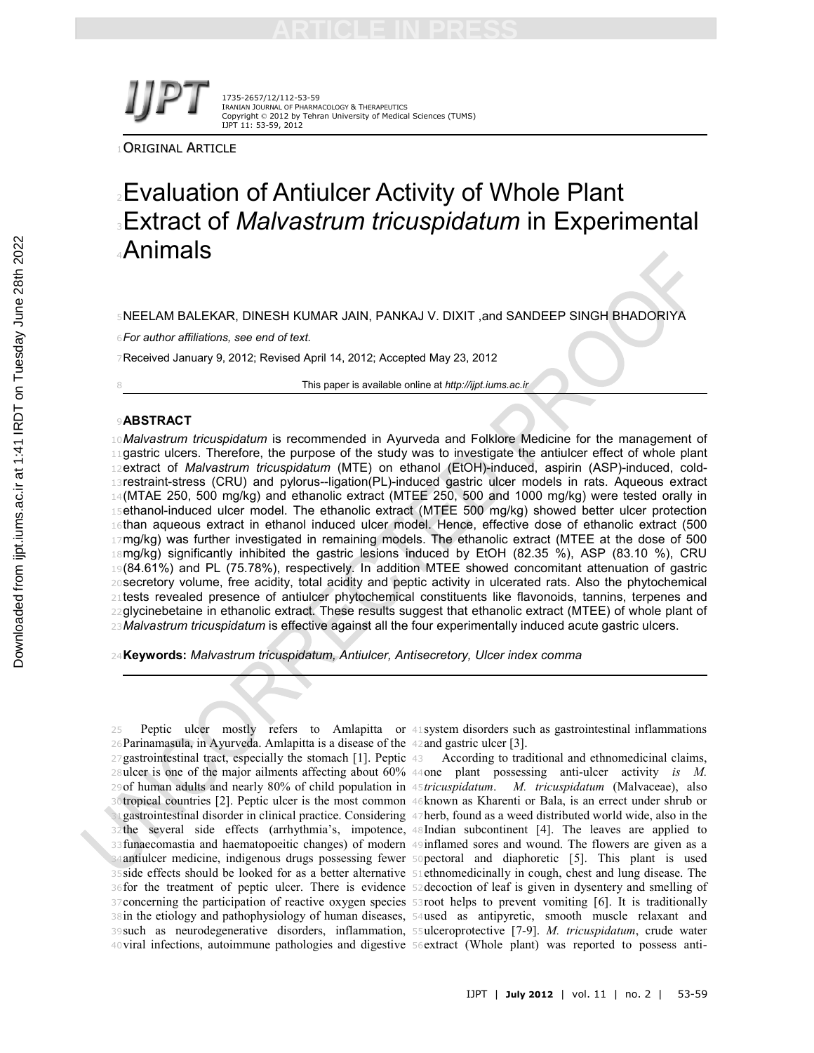ORIGINAL ARTICLE

# Evaluation of Antiulcer Activity of Whole Plant Extract of *Malvastrum tricuspidatum* in Experimental Animals

NEELAM BALEKAR, DINESH KUMAR JAIN, PANKAJ V. DIXIT ,and SANDEEP SINGH BHADORIYA

*For author affiliations, see end of text.*

Received January 9, 2012; Revised April 14, 2012; Accepted May 23, 2012

This paper is available online at *http://ijpt.iums.ac.ir*

## ABSTRACT

*Malvastrum tricuspidatum* is recommended in Ayurveda and Folklore Medicine for the management of gastric ulcers. Therefore, the purpose of the study was to investigate the antiulcer effect of whole plant extract of *Malvastrum tricuspidatum* (MTE) on ethanol (EtOH)-induced, aspirin (ASP)-induced, cold-restraint-stress (CRU) and pylorus--ligation(PL)-induced gastric ulcer models in rats. Aqueous extract (MTAE 250, 500 mg/kg) and ethanolic extract (MTEE 250, 500 and 1000 mg/kg) were tested orally in ethanol-induced ulcer model. The ethanolic extract (MTEE 500 mg/kg) showed better ulcer protection than aqueous extract in ethanol induced ulcer model. Hence, effective dose of ethanolic extract (500 mg/kg) was further investigated in remaining models. The ethanolic extract (MTEE at the dose of 500 mg/kg) significantly inhibited the gastric lesions induced by EtOH (82.35 %), ASP (83.10 %), CRU (84.61%) and PL (75.78%), respectively. In addition MTEE showed concomitant attenuation of gastric secretory volume, free acidity, total acidity and peptic activity in ulcerated rats. Also the phytochemical tests revealed presence of antiulcer phytochemical constituents like flavonoids, tannins, terpenes and glycinebetaine in ethanolic extract. These results suggest that ethanolic extract (MTEE) of whole plant of *Malvastrum tricuspidatum* is effective against all the four experimentally induced acute gastric ulcers.

**Keywords:** *Malvastrum tricuspidatum, Antiulcer, Antisecretory, Ulcer index comma*

Peptic ulcer mostly refers to Amlapitta or Parinamasula, in Ayurveda. Amlapitta is a disease of the gastrointestinal tract, especially the stomach [1]. Peptic ulcer is one of the major ailments affecting about 60% of human adults and nearly 80% of child population in tropical countries [2]. Peptic ulcer is the most common gastrointestinal disorder in clinical practice. Considering the several side effects (arrhythmia's, impotence, funaecomastia and haematopoeitic changes) of modern antiulcer medicine, indigenous drugs possessing fewer side effects should be looked for as a better alternative for the treatment of peptic ulcer. There is evidence concerning the participation of reactive oxygen species in the etiology and pathophysiology of human diseases, such as neurodegenerative disorders, inflammation, viral infections, autoimmune pathologies and digestive system disorders such as gastrointestinal inflammations and gastric ulcer [3].

According to traditional and ethnomedicinal claims, one plant possessing anti-ulcer activity *is M. tricuspidatum*. *M. tricuspidatum* (Malvaceae), also known as Kharenti or Bala, is an errect under shrub or herb, found as a weed distributed world wide, also in the Indian subcontinent [4]. The leaves are applied to inflamed sores and wound. The flowers are given as a pectoral and diaphoretic [5]. This plant is used ethnomedicinally in cough, chest and lung disease. The decoction of leaf is given in dysentery and smelling of root helps to prevent vomiting [6]. It is traditionally used as antipyretic, smooth muscle relaxant and ulceroprotective [7-9]. *M. tricuspidatum*, crude water extract (Whole plant) was reported to possess anti-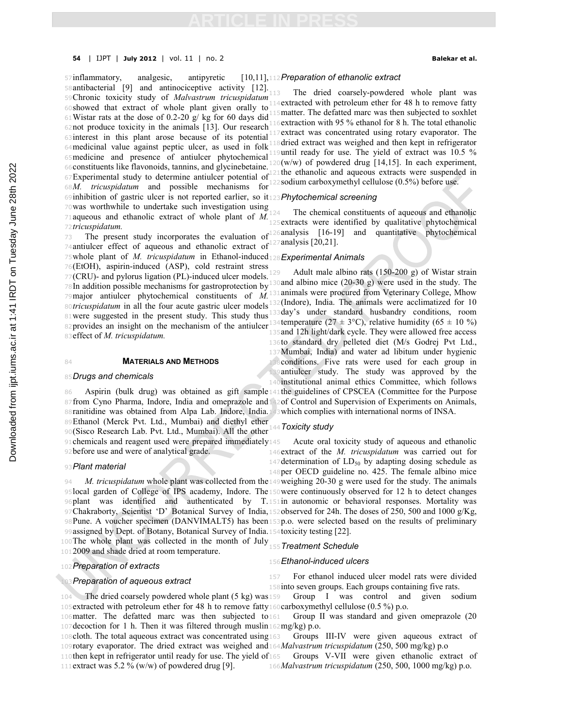inflammatory, analgesic, antipyretic [10,11], antibacterial [9] and antinociceptive activity [12]. Chronic toxicity study of *Malvastrum tricuspidatum* showed that extract of whole plant given orally to Wistar rats at the dose of 0.2-20 g/ kg for 60 days did not produce toxicity in the animals [13]. Our research interest in this plant arose because of its potential medicinal value against peptic ulcer, as used in folk medicine and presence of antiulcer phytochemical constituents like flavonoids, tannins, and glycinebetaine. Experimental study to determine antiulcer potential of *M. tricuspidatum* and possible mechanisms for inhibition of gastric ulcer is not reported earlier, so it was worthwhile to undertake such investigation using aqueous and ethanolic extract of whole plant of *M. tricuspidatum.*

The present study incorporates the evaluation of antiulcer effect of aqueous and ethanolic extract of whole plant of *M. tricuspidatum* in Ethanol-induced (EtOH), aspirin-induced (ASP), cold restraint stress (CRU)- and pylorus ligation (PL)-induced ulcer models. In addition possible mechanisms for gastroprotection by major antiulcer phytochemical constituents of *M. tricuspidatum* in all the four acute gastric ulcer models were suggested in the present study. This study thus provides an insight on the mechanism of the antiulcer effect of *M. tricuspidatum.*

## MATERIALS AND METHODS

### *Drugs and chemicals*

Aspirin (bulk drug) was obtained as gift sample from Cyno Pharma, Indore, India and omeprazole and ranitidine was obtained from Alpa Lab. Indore, India. Ethanol (Merck Pvt. Ltd., Mumbai) and diethyl ether (Sisco Research Lab. Pvt. Ltd., Mumbai). All the other chemicals and reagent used were prepared immediately before use and were of analytical grade.

### *Plant material*

*M. tricuspidatum* whole plant was collected from the local garden of College of IPS academy, Indore. The plant was identified and authenticated by T. Chakraborty, Scientist 'D' Botanical Survey of India, Pune. A voucher specimen (DANVIMALT5) has been assigned by Dept. of Botany, Botanical Survey of India. The whole plant was collected in the month of July 2009 and shade dried at room temperature.

### *Preparation of extracts*

### *Preparation of aqueous extract*

The dried coarsely powdered whole plant (5 kg) was extracted with petroleum ether for 48 h to remove fatty matter. The defatted marc was then subjected to decoction for 1 h. Then it was filtered through muslin cloth. The total aqueous extract was concentrated using rotary evaporator. The dried extract was weighed and then kept in refrigerator until ready for use. The yield of extract was 5.2 % (w/w) of powdered drug [9].

### *Preparation of ethanolic extract*

The dried coarsely-powdered whole plant was extracted with petroleum ether for 48 h to remove fatty matter. The defatted marc was then subjected to soxhlet extraction with 95 % ethanol for 8 h. The total ethanolic extract was concentrated using rotary evaporator. The dried extract was weighed and then kept in refrigerator until ready for use. The yield of extract was 10.5 % (w/w) of powdered drug [14,15]. In each experiment, the ethanolic and aqueous extracts were suspended in sodium carboxymethyl cellulose (0.5%) before use.

### *Phytochemical screening*

The chemical constituents of aqueous and ethanolic extracts were identified by qualitative phytochemical analysis [16-19] and quantitative phytochemical analysis [20,21].

### *Experimental Animals*

Adult male albino rats (150-200 g) of Wistar strain and albino mice (20-30 g) were used in the study. The animals were procured from Veterinary College, Mhow (Indore), India. The animals were acclimatized for 10 day's under standard husbandry conditions, room temperature (27 ± 3°C), relative humidity (65 ± 10 %) and 12h light/dark cycle. They were allowed free access to standard dry pelleted diet (M/s Godrej Pvt Ltd., Mumbai, India) and water ad libitum under hygienic conditions. Five rats were used for each group in antiulcer study. The study was approved by the institutional animal ethics Committee, which follows the guidelines of CPSCEA (Committee for the Purpose of Control and Supervision of Experiments on Animals, which complies with international norms of INSA.

### *Toxicity study*

Acute oral toxicity study of aqueous and ethanolic extract of the *M. tricuspidatum* was carried out for determination of $LD_{50}$ by adapting dosing schedule as per OECD guideline no. 425. The female albino mice weighing 20-30 g were used for the study. The animals were continuously observed for 12 h to detect changes in autonomic or behavioral responses. Mortality was observed for 24h. The doses of 250, 500 and 1000 g/Kg, p.o. were selected based on the results of preliminary toxicity testing [22].

### *Treatment Schedule*

### *Ethanol-induced ulcers*

For ethanol induced ulcer model rats were divided into seven groups. Each groups containing five rats.

Group I was control and given sodium carboxymethyl cellulose (0.5 %) p.o.

Group II was standard and given omeprazole (20 mg/kg) p.o.

Groups III-IV were given aqueous extract of *Malvastrum tricuspidatum* (250, 500 mg/kg) p.o

Groups V-VII were given ethanolic extract of *Malvastrum tricuspidatum* (250, 500, 1000 mg/kg) p.o.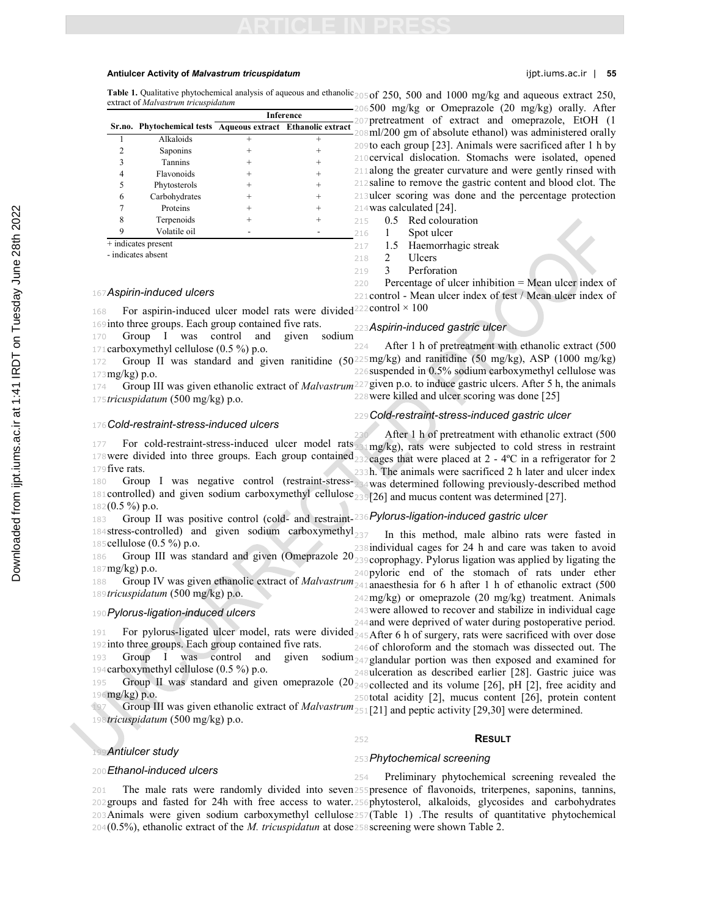**Table 1.** Qualitative phytochemical analysis of aqueous and ethanolic extract of *Malvastrum tricuspidatum*

| Sr.no. | Phytochemical tests | Inference | |
|---|---|---|---|
| | | Aqueous extract | Ethanolic extract |
| 1 | Alkaloids | + | + |
| 2 | Saponins | + | + |
| 3 | Tannins | + | + |
| 4 | Flavonoids | + | + |
| 5 | Phytosterols | + | + |
| 6 | Carbohydrates | + | + |
| 7 | Proteins | + | + |
| 8 | Terpenoids | + | + |
| 9 | Volatile oil | - | - |

+ indicates present
- indicates absent

### *Aspirin-induced ulcers*

For aspirin-induced ulcer model rats were divided into three groups. Each group contained five rats.

Group I was control and given sodium carboxymethyl cellulose (0.5 %) p.o.

Group II was standard and given ranitidine (50 mg/kg) p.o.

Group III was given ethanolic extract of *Malvastrum tricuspidatum* (500 mg/kg) p.o.

### *Cold-restraint-stress-induced ulcers*

For cold-restraint-stress-induced ulcer model rats were divided into three groups. Each group contained five rats.

Group I was negative control (restraint-stress-controlled) and given sodium carboxymethyl cellulose (0.5 %) p.o.

Group II was positive control (cold- and restraint-stress-controlled) and given sodium carboxymethyl cellulose (0.5 %) p.o.

Group III was standard and given (Omeprazole 20 mg/kg) p.o.

Group IV was given ethanolic extract of *Malvastrum tricuspidatum* (500 mg/kg) p.o.

### *Pylorus-ligation-induced ulcers*

For pylorus-ligated ulcer model, rats were divided into three groups. Each group contained five rats.

Group I was control and given sodium carboxymethyl cellulose (0.5 %) p.o.

Group II was standard and given omeprazole (20 mg/kg) p.o.

Group III was given ethanolic extract of *Malvastrum tricuspidatum* (500 mg/kg) p.o.

### *Antiulcer study*

### *Ethanol-induced ulcers*

The male rats were randomly divided into seven groups and fasted for 24h with free access to water. Animals were given sodium carboxymethyl cellulose (0.5%), ethanolic extract of the *M. tricuspidatun* at dose of 250, 500 and 1000 mg/kg and aqueous extract 250, 500 mg/kg or Omeprazole (20 mg/kg) orally. After pretreatment of extract and omeprazole, EtOH (1 ml/200 gm of absolute ethanol) was administered orally to each group [23]. Animals were sacrificed after 1 h by cervical dislocation. Stomachs were isolated, opened along the greater curvature and were gently rinsed with saline to remove the gastric content and blood clot. The ulcer scoring was done and the percentage protection was calculated [24].

0.5 Red colouration
1 Spot ulcer
1.5 Haemorrhagic streak
2 Ulcers
3 Perforation

Percentage of ulcer inhibition = Mean ulcer index of control - Mean ulcer index of test / Mean ulcer index of control × 100

### *Aspirin-induced gastric ulcer*

After 1 h of pretreatment with ethanolic extract (500 mg/kg) and ranitidine (50 mg/kg), ASP (1000 mg/kg) suspended in 0.5% sodium carboxymethyl cellulose was given p.o. to induce gastric ulcers. After 5 h, the animals were killed and ulcer scoring was done [25]

### *Cold-restraint-stress-induced gastric ulcer*

After 1 h of pretreatment with ethanolic extract (500 mg/kg), rats were subjected to cold stress in restraint cages that were placed at 2 - 4ºC in a refrigerator for 2 h. The animals were sacrificed 2 h later and ulcer index was determined following previously-described method [26] and mucus content was determined [27].

### *Pylorus-ligation-induced gastric ulcer*

In this method, male albino rats were fasted in individual cages for 24 h and care was taken to avoid coprophagy. Pylorus ligation was applied by ligating the pyloric end of the stomach of rats under ether anaesthesia for 6 h after 1 h of ethanolic extract (500 mg/kg) or omeprazole (20 mg/kg) treatment. Animals were allowed to recover and stabilize in individual cage and were deprived of water during postoperative period. After 6 h of surgery, rats were sacrificed with over dose of chloroform and the stomach was dissected out. The glandular portion was then exposed and examined for ulceration as described earlier [28]. Gastric juice was collected and its volume [26], pH [2], free acidity and total acidity [2], mucus content [26], protein content [21] and peptic activity [29,30] were determined.

## RESULT

### *Phytochemical screening*

Preliminary phytochemical screening revealed the presence of flavonoids, triterpenes, saponins, tannins, phytosterol, alkaloids, glycosides and carbohydrates (Table 1) .The results of quantitative phytochemical screening were shown Table 2.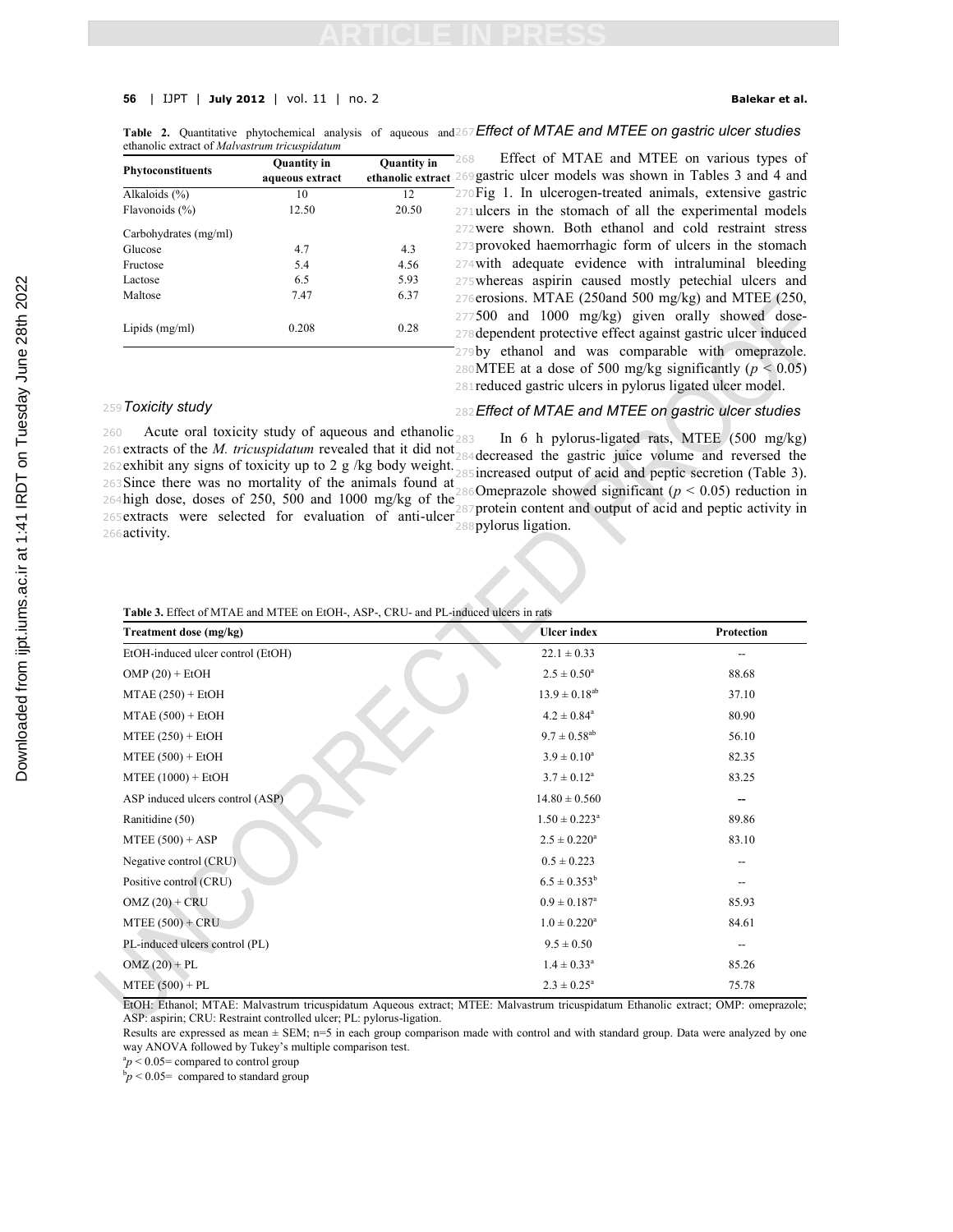**Table 2.** Quantitative phytochemical analysis of aqueous and ethanolic extract of *Malvastrum tricuspidatum*

| Phytoconstituents | Quantity in aqueous extract | Quantity in ethanolic extract |
|---|---|---|
| Alkaloids (%) | 10 | 12 |
| Flavonoids (%) | 12.50 | 20.50 |
| Carbohydrates (mg/ml) | | |
| Glucose | 4.7 | 4.3 |
| Fructose | 5.4 | 4.56 |
| Lactose | 6.5 | 5.93 |
| Maltose | 7.47 | 6.37 |
| Lipids (mg/ml) | 0.208 | 0.28 |

### Toxicity study

Acute oral toxicity study of aqueous and ethanolic extracts of the *M. tricuspidatum* revealed that it did not exhibit any signs of toxicity up to 2 g /kg body weight. Since there was no mortality of the animals found at high dose, doses of 250, 500 and 1000 mg/kg of the extracts were selected for evaluation of anti-ulcer activity.

### Effect of MTAE and MTEE on gastric ulcer studies

Effect of MTAE and MTEE on various types of gastric ulcer models was shown in Tables 3 and 4 and Fig 1. In ulcerogen-treated animals, extensive gastric ulcers in the stomach of all the experimental models were shown. Both ethanol and cold restraint stress provoked haemorrhagic form of ulcers in the stomach with adequate evidence with intraluminal bleeding whereas aspirin caused mostly petechial ulcers and erosions. MTAE (250and 500 mg/kg) and MTEE (250, 500 and 1000 mg/kg) given orally showed dose-dependent protective effect against gastric ulcer induced by ethanol and was comparable with omeprazole. MTEE at a dose of 500 mg/kg significantly ($p < 0.05$) reduced gastric ulcers in pylorus ligated ulcer model.

### Effect of MTAE and MTEE on gastric ulcer studies

In 6 h pylorus-ligated rats, MTEE (500 mg/kg) decreased the gastric juice volume and reversed the increased output of acid and peptic secretion (Table 3). Omeprazole showed significant ($p < 0.05$) reduction in protein content and output of acid and peptic activity in pylorus ligation.

**Table 3.** Effect of MTAE and MTEE on EtOH-, ASP-, CRU- and PL-induced ulcers in rats

| Treatment dose (mg/kg) | Ulcer index | Protection |
|---|---|---|
| EtOH-induced ulcer control (EtOH) | 22.1 ± 0.33 | -- |
| OMP (20) + EtOH | 2.5 ± 0.50[a] | 88.68 |
| MTAE (250) + EtOH | 13.9 ± 0.18[ab] | 37.10 |
| MTAE (500) + EtOH | 4.2 ± 0.84[a] | 80.90 |
| MTEE (250) + EtOH | 9.7 ± 0.58[ab] | 56.10 |
| MTEE (500) + EtOH | 3.9 ± 0.10[a] | 82.35 |
| MTEE (1000) + EtOH | 3.7 ± 0.12[a] | 83.25 |
| ASP induced ulcers control (ASP) | 14.80 ± 0.560 | -- |
| Ranitidine (50) | 1.50 ± 0.223[a] | 89.86 |
| MTEE (500) + ASP | 2.5 ± 0.220[a] | 83.10 |
| Negative control (CRU) | 0.5 ± 0.223 | -- |
| Positive control (CRU) | 6.5 ± 0.353[b] | -- |
| OMZ (20) + CRU | 0.9 ± 0.187[a] | 85.93 |
| MTEE (500) + CRU | 1.0 ± 0.220[a] | 84.61 |
| PL-induced ulcers control (PL) | 9.5 ± 0.50 | -- |
| OMZ (20) + PL | 1.4 ± 0.33[a] | 85.26 |
| MTEE (500) + PL | 2.3 ± 0.25[a] | 75.78 |

EtOH: Ethanol; MTAE: Malvastrum tricuspidatum Aqueous extract; MTEE: Malvastrum tricuspidatum Ethanolic extract; OMP: omeprazole; ASP: aspirin; CRU: Restraint controlled ulcer; PL: pylorus-ligation.

Results are expressed as mean ± SEM; n=5 in each group comparison made with control and with standard group. Data were analyzed by one way ANOVA followed by Tukey's multiple comparison test.

[a]$p < 0.05$= compared to control group

[b]$p < 0.05$= compared to standard group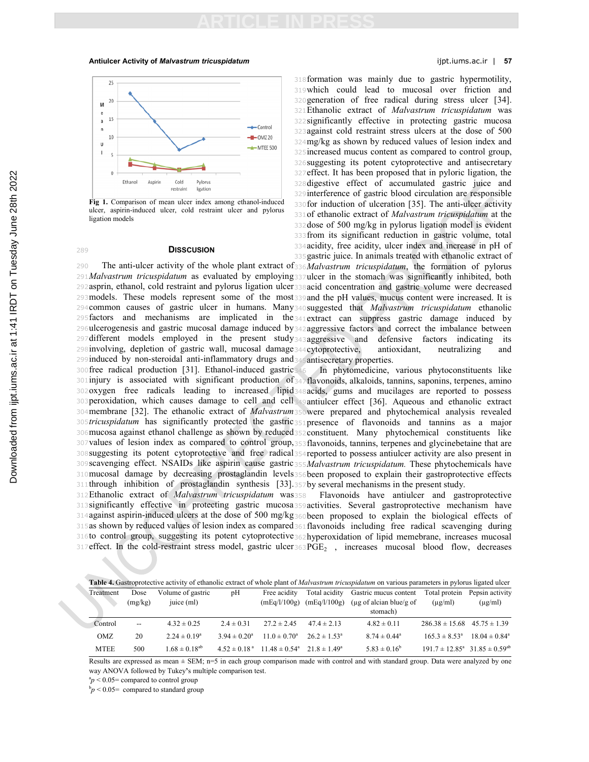Fig 1. Comparison of mean ulcer index among ethanol-induced ulcer, aspirin-induced ulcer, cold restraint ulcer and pylorus ligation models

## Disscusion

The anti-ulcer activity of the whole plant extract of *Malvastrum tricuspidatum* as evaluated by employing asprin, ethanol, cold restraint and pylorus ligation ulcer models. These models represent some of the most common causes of gastric ulcer in humans. Many factors and mechanisms are implicated in the ulcerogenesis and gastric mucosal damage induced by different models employed in the present study involving, depletion of gastric wall, mucosal damage induced by non-steroidal anti-inflammatory drugs and free radical production [31]. Ethanol-induced gastric injury is associated with significant production of oxygen free radicals leading to increased lipid peroxidation, which causes damage to cell and cell membrane [32]. The ethanolic extract of *Malvastrum tricuspidatum* has significantly protected the gastric mucosa against ethanol challenge as shown by reduced values of lesion index as compared to control group, suggesting its potent cytoprotective and free radical scavenging effect. NSAIDs like aspirin cause gastric mucosal damage by decreasing prostaglandin levels through inhibition of prostaglandin synthesis [33]. Ethanolic extract of *Malvastrum tricuspidatum* was significantly effective in protecting gastric mucosa against aspirin-induced ulcers at the dose of 500 mg/kg as shown by reduced values of lesion index as compared to control group, suggesting its potent cytoprotective effect. In the cold-restraint stress model, gastric ulcer formation was mainly due to gastric hypermotility, which could lead to mucosal over friction and generation of free radical during stress ulcer [34]. Ethanolic extract of *Malvastrum tricuspidatum* was significantly effective in protecting gastric mucosa against cold restraint stress ulcers at the dose of 500 mg/kg as shown by reduced values of lesion index and increased mucus content as compared to control group, suggesting its potent cytoprotective and antisecretary effect. It has been proposed that in pyloric ligation, the digestive effect of accumulated gastric juice and interference of gastric blood circulation are responsible for induction of ulceration [35]. The anti-ulcer activity of ethanolic extract of *Malvastrum tricuspidatum* at the dose of 500 mg/kg in pylorus ligation model is evident from its significant reduction in gastric volume, total acidity, free acidity, ulcer index and increase in pH of gastric juice. In animals treated with ethanolic extract of *Malvastrum tricuspidatum*, the formation of pylorus ulcer in the stomach was significantly inhibited, both acid concentration and gastric volume were decreased and the pH values, mucus content were increased. It is suggested that *Malvastrum tricuspidatum* ethanolic extract can suppress gastric damage induced by aggressive factors and correct the imbalance between aggressive and defensive factors indicating its cytoprotective, antioxidant, neutralizing and antisecretary properties.

In phytomedicine, various phytoconstituents like flavonoids, alkaloids, tannins, saponins, terpenes, amino acids, gums and mucilages are reported to possess antiulcer effect [36]. Aqueous and ethanolic extract were prepared and phytochemical analysis revealed presence of flavonoids and tannins as a major constituent. Many phytochemical constituents like flavonoids, tannins, terpenes and glycinebetaine that are reported to possess antiulcer activity are also present in *Malvastrum tricuspidatum.* These phytochemicals have been proposed to explain their gastroprotective effects by several mechanisms in the present study.

Flavonoids have antiulcer and gastroprotective activities. Several gastroprotective mechanism have been proposed to explain the biological effects of flavonoids including free radical scavenging during hyperoxidation of lipid memebrane, increases mucosal $PGE_2$ , increases mucosal blood flow, decreases

**Table 4.** Gastroprotective activity of ethanolic extract of whole plant of *Malvastrum tricuspidatum* on various parameters in pylorus ligated ulcer

| Treatment | Dose (mg/kg) | Volume of gastric juice (ml) | pH | Free acidity (mEq/l/100g) | Total acidity (mEq/l/100g) | Gastric mucus content (µg of alcian blue/g of stomach) | Total protein (µg/ml) | Pepsin activity (µg/ml) |
|---|---|---|---|---|---|---|---|---|
| Control | -- | 4.32 ± 0.25 | 2.4 ± 0.31 | 27.2 ± 2.45 | 47.4 ± 2.13 | 4.82 ± 0.11 | 286.38 ± 15.68 | 45.75 ± 1.39 |
| OMZ | 20 | 2.24 ± 0.19[a] | 3.94 ± 0.20[a] | 11.0 ± 0.70[a] | 26.2 ± 1.53[a] | 8.74 ± 0.44[a] | 165.3 ± 8.53[a] | 18.04 ± 0.84[a] |
| MTEE | 500 | 1.68 ± 0.18[ab] | 4.52 ± 0.18[a] | 11.48 ± 0.54[a] | 21.8 ± 1.49[a] | 5.83 ± 0.16[b] | 191.7 ± 12.85[a] | 31.85 ± 0.59[ab] |

Results are expressed as mean ± SEM; n=5 in each group comparison made with control and with standard group. Data were analyzed by one way ANOVA followed by Tukey's multiple comparison test.

[a]$p < 0.05$= compared to control group

[b]$p < 0.05$= compared to standard group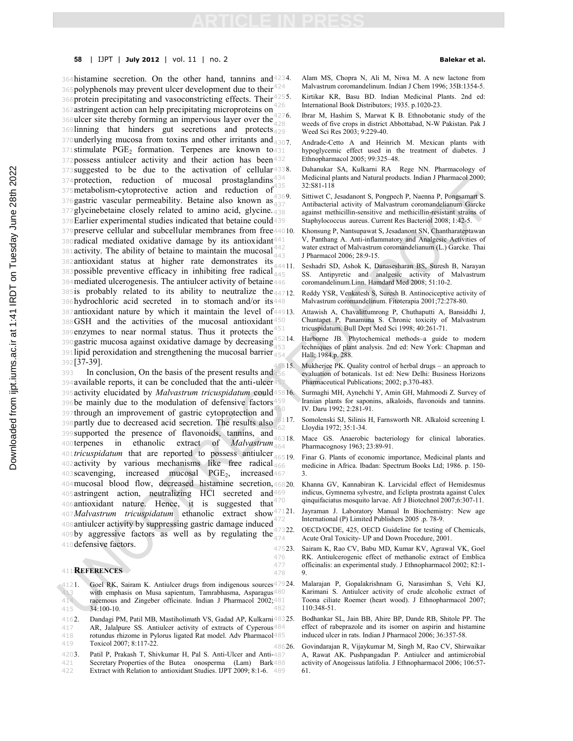histamine secretion. On the other hand, tannins and polyphenols may prevent ulcer development due to their protein precipitating and vasoconstricting effects. Their astringent action can help precipitating microproteins on ulcer site thereby forming an impervious layer over the linning that hinders gut secretions and protects underlying mucosa from toxins and other irritants and stimulate $PGE_2$ formation. Terpenes are known to possess antiulcer activity and their action has been suggested to be due to the activation of cellular protection, reduction of mucosal prostaglandins metabolism-cytoprotective action and reduction of gastric vascular permeability. Betaine also known as glycinebetaine closely related to amino acid, glycine. Earlier experimental studies indicated that betaine could preserve cellular and subcellular membranes from free radical mediated oxidative damage by its antioxidant activity. The ability of betaine to maintain the mucosal antioxidant status at higher rate demonstrates its possible preventive efficacy in inhibiting free radical mediated ulcerogenesis. The antiulcer activity of betaine is probably related to its ability to neutralize the hydrochloric acid secreted in to stomach and/or its antioxidant nature by which it maintain the level of GSH and the activities of the mucosal antioxidant enzymes to near normal status. Thus it protects the gastric mucosa against oxidative damage by decreasing lipid peroxidation and strengthening the mucosal barrier [37-39].

In conclusion, On the basis of the present results and available reports, it can be concluded that the anti-ulcer activity elucidated by *Malvastrum tricuspidatum* could be mainly due to the modulation of defensive factors through an improvement of gastric cytoprotection and partly due to decreased acid secretion. The results also supported the presence of flavonoids, tannins, and terpenes in ethanolic extract of *Malvastrum tricuspidatum* that are reported to possess antiulcer activity by various mechanisms like free radical scavenging, increased mucosal $PGE_2$, increased mucosal blood flow, decreased histamine secretion, astringent action, neutralizing HCl secreted and antioxidant nature. Hence, it is suggested that *Malvastrum tricuspidatum* ethanolic extract show antiulcer activity by suppressing gastric damage induced by aggressive factors as well as by regulating the defensive factors.

## REFERENCES

1. Goel RK, Sairam K. Antiulcer drugs from indigenous sources with emphasis on Musa sapientum, Tamrabhasma, Asparagus racemous and Zingeber officinate. Indian J Pharmacol 2002; 34:100-10.
2. Dandagi PM, Patil MB, Mastiholimath VS, Gadad AP, Kulkarni AR, Jalalpure SS. Antiulcer activity of extracts of Cyperous rotundus rhizome in Pylorus ligated Rat model. Adv Pharmacol Toxicol 2007; 8:117-22.
3. Patil P, Prakash T, Shivkumar H, Pal S. Anti-Ulcer and Anti-Secretary Properties of the Butea onosperma (Lam) Bark Extract with Relation to antioxidant Studies. IJPT 2009; 8:1-6.
4. Alam MS, Chopra N, Ali M, Niwa M. A new lactone from Malvastrum coromandelinum. Indian J Chem 1996; 35B:1354-5.
5. Kirtikar KR, Basu BD. Indian Medicinal Plants. 2nd ed: International Book Distributors; 1935. p.1020-23.
6. Ibrar M, Hashim S, Marwat K B. Ethnobotanic study of the weeds of five crops in district Abbottabad, N-W Pakistan. Pak J Weed Sci Res 2003; 9:229-40.
7. Andrade-Cetto A and Heinrich M. Mexican plants with hypoglycemic effect used in the treatment of diabetes. J Ethnopharmacol 2005; 99:325–48.
8. Dahanukar SA, Kulkarni RA Rege NN. Pharmacology of Medicinal plants and Natural products. Indian J Pharmacol 2000; 32:S81-118
9. Sittiwet C, Jesadanont S, Pongpech P, Naenna P, Pongsamart S. Antibacterial activity of Malvastrum coromandelianum Garcke against methicillin-sensitive and methicillin-resistant strains of Staphylococcus aureus. Current Res Bacteriol 2008; 1:42-5.
10. Khonsung P, Nantsupawat S, Jesadanont SN, Chantharateptawan V, Panthang A. Anti-inflammatory and Analgesic Activities of water extract of Malvastrum coromandelianum (L.) Garcke. Thai J Pharmacol 2006; 28:9-15.
11. Seshadri SD, Ashok K, Danasesharan BS, Suresh B, Narayan SS. Antipyretic and analgesic activity of Malvastrum coromandelinum.Linn. Hamdard Med 2008; 51:10-2.
12. Reddy YSR, Venkatesh S, Suresh B. Antinociceptive activity of Malvastrum coromandelinum. Fitoterapia 2001;72:278-80.
13. Attawish A, Chavalittumrong P, Chuthaputti A, Bansiddhi J, Chuntapet P, Panamuna S. Chronic toxicity of Malvastrum tricuspidatum. Bull Dept Med Sci 1998; 40:261-71.
14. Harborne JB. Phytochemical methods–a guide to modern techniques of plant analysis. 2nd ed: New York: Chapman and Hall; 1984.p. 288.
15. Mukherjee PK. Quality control of herbal drugs – an approach to evaluation of botanicals. 1st ed: New Delhi: Business Horizons Pharmaceutical Publications; 2002; p.370-483.
16. Surmaghi MH, Aynehchi Y, Amin GH, Mahmoodi Z. Survey of Iranian plants for saponins, alkaloids, flavonoids and tannins. IV. Daru 1992; 2:281-91.
17. Somolenski SJ, Silinis H, Farnsworth NR. Alkaloid screening I. Lloydia 1972; 35:1-34.
18. Mace GS. Anaerobic bacteriology for clinical laboraties. Pharmacognosy 1963; 23:89-91.
19. Finar G. Plants of economic importance, Medicinal plants and medicine in Africa. Ibadan: Spectrum Books Ltd; 1986. p. 150-3.
20. Khanna GV, Kannabiran K. Larvicidal effect of Hemidesmus indicus, Gymnema sylvestre, and Eclipta prostrata against Culex qinquifaciatus mosquito larvae. Afr J Biotechnol 2007;6:307-11.
21. Jayraman J. Laboratory Manual In Biochemistry: New age International (P) Limited Publishers 2005 .p. 78-9.
22. OECD/OCDE, 425, OECD Guideline for testing of Chemicals, Acute Oral Toxicity- UP and Down Procedure, 2001.
23. Sairam K, Rao CV, Babu MD, Kumar KV, Agrawal VK, Goel RK. Antiulcerogenic effect of methanolic extract of Emblica officinalis: an experimental study. J Ethnopharmacol 2002; 82:1-9.
24. Malarajan P, Gopalakrishnam G, Narasimhan S, Vehi KJ, Karimani S. Antiulcer activity of crude alcoholic extract of Toona ciliate Roemer (heart wood). J Ethnopharmacol 2007; 110:348-51.
25. Bodhankar SL, Jain BB, Ahire BP, Dande RB, Shitole PP. The effect of rabeprazole and its isomer on aspirin and histamine induced ulcer in rats. Indian J Pharmacol 2006; 36:357-58.
26. Govindarajan R, Vijaykumar M, Singh M, Rao CV, Shirwaikar A, Rawat AK. Pushpangadan P. Antiulcer and antimicrobial activity of Anogeissus latifolia. J Ethnopharmacol 2006; 106:57-61.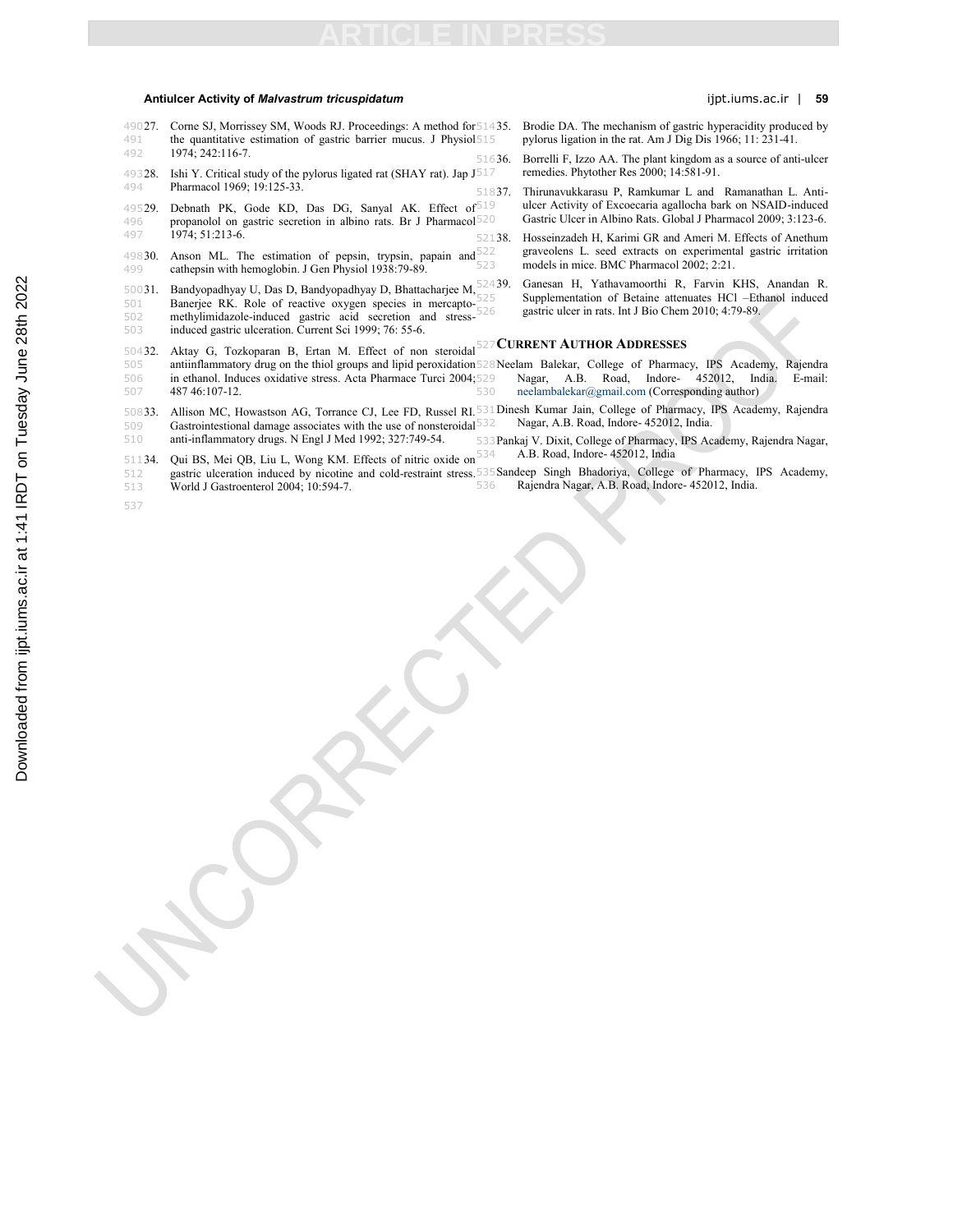27. Corne SJ, Morrissey SM, Woods RJ. Proceedings: A method for the quantitative estimation of gastric barrier mucus. J Physiol 1974; 242:116-7.
28. Ishi Y. Critical study of the pylorus ligated rat (SHAY rat). Jap J Pharmacol 1969; 19:125-33.
29. Debnath PK, Gode KD, Das DG, Sanyal AK. Effect of propanolol on gastric secretion in albino rats. Br J Pharmacol 1974; 51:213-6.
30. Anson ML. The estimation of pepsin, trypsin, papain and cathepsin with hemoglobin. J Gen Physiol 1938:79-89.
31. Bandyopadhyay U, Das D, Bandyopadhyay D, Bhattacharjee M, Banerjee RK. Role of reactive oxygen species in mercapto-methylimidazole-induced gastric acid secretion and stress-induced gastric ulceration. Current Sci 1999; 76: 55-6.
32. Aktay G, Tozkoparan B, Ertan M. Effect of non steroidal antiinflammatory drug on the thiol groups and lipid peroxidation in ethanol. Induces oxidative stress. Acta Pharmace Turci 2004; 487 46:107-12.
33. Allison MC, Howastson AG, Torrance CJ, Lee FD, Russel RI. Gastrointestional damage associates with the use of nonsteroidal anti-inflammatory drugs. N Engl J Med 1992; 327:749-54.
34. Qui BS, Mei QB, Liu L, Wong KM. Effects of nitric oxide on gastric ulceration induced by nicotine and cold-restraint stress. World J Gastroenterol 2004; 10:594-7.
35. Brodie DA. The mechanism of gastric hyperacidity produced by pylorus ligation in the rat. Am J Dig Dis 1966; 11: 231-41.
36. Borrelli F, Izzo AA. The plant kingdom as a source of anti-ulcer remedies. Phytother Res 2000; 14:581-91.
37. Thirunavukkarasu P, Ramkumar L and Ramanathan L. Anti-ulcer Activity of Excoecaria agallocha bark on NSAID-induced Gastric Ulcer in Albino Rats. Global J Pharmacol 2009; 3:123-6.
38. Hosseinzadeh H, Karimi GR and Ameri M. Effects of Anethum graveolens L. seed extracts on experimental gastric irritation models in mice. BMC Pharmacol 2002; 2:21.
39. Ganesan H, Yathavamoorthi R, Farvin KHS, Anandan R. Supplementation of Betaine attenuates HCl –Ethanol induced gastric ulcer in rats. Int J Bio Chem 2010; 4:79-89.

## Current Author Addresses

Neelam Balekar, College of Pharmacy, IPS Academy, Rajendra Nagar, A.B. Road, Indore- 452012, India. E-mail: neelambalekar@gmail.com (Corresponding author)

Dinesh Kumar Jain, College of Pharmacy, IPS Academy, Rajendra Nagar, A.B. Road, Indore- 452012, India.

Pankaj V. Dixit, College of Pharmacy, IPS Academy, Rajendra Nagar, A.B. Road, Indore- 452012, India

Sandeep Singh Bhadoriya, College of Pharmacy, IPS Academy, Rajendra Nagar, A.B. Road, Indore- 452012, India.